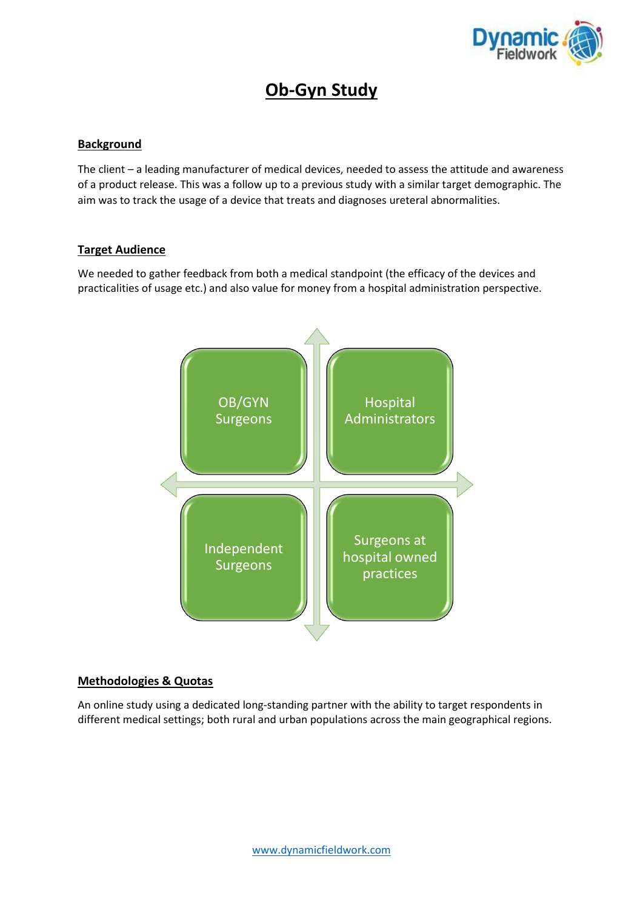# Ob-Gyn Study

## Background

The client – a leading manufacturer of medical devices, needed to assess the attitude and awareness of a product release. This was a follow up to a previous study with a similar target demographic. The aim was to track the usage of a device that treats and diagnoses ureteral abnormalities.

## Target Audience

We needed to gather feedback from both a medical standpoint (the efficacy of the devices and practicalities of usage etc.) and also value for money from a hospital administration perspective.

- OB/GYN Surgeons
- Hospital Administrators
- Independent Surgeons
- Surgeons at hospital owned practices

## Methodologies & Quotas

An online study using a dedicated long-standing partner with the ability to target respondents in different medical settings; both rural and urban populations across the main geographical regions.

www.dynamicfieldwork.com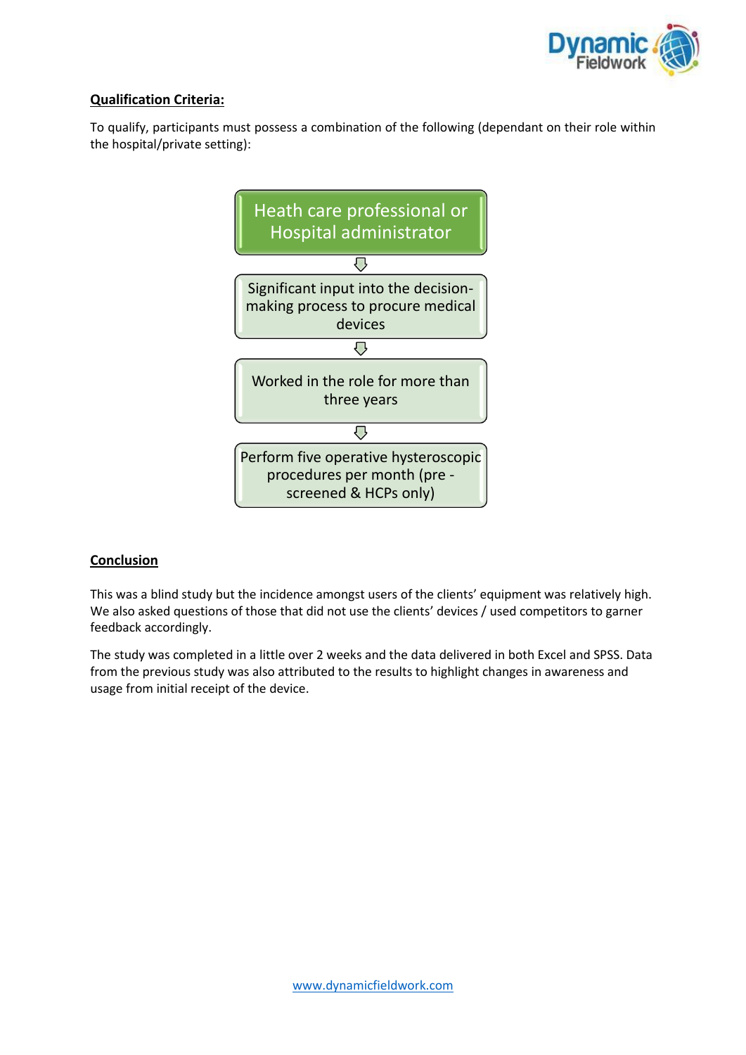**Qualification Criteria:**

To qualify, participants must possess a combination of the following (dependant on their role within the hospital/private setting):

Heath care professional or Hospital administrator

Significant input into the decision-making process to procure medical devices

Worked in the role for more than three years

Perform five operative hysteroscopic procedures per month (pre - screened & HCPs only)

**Conclusion**

This was a blind study but the incidence amongst users of the clients' equipment was relatively high. We also asked questions of those that did not use the clients' devices / used competitors to garner feedback accordingly.

The study was completed in a little over 2 weeks and the data delivered in both Excel and SPSS. Data from the previous study was also attributed to the results to highlight changes in awareness and usage from initial receipt of the device.